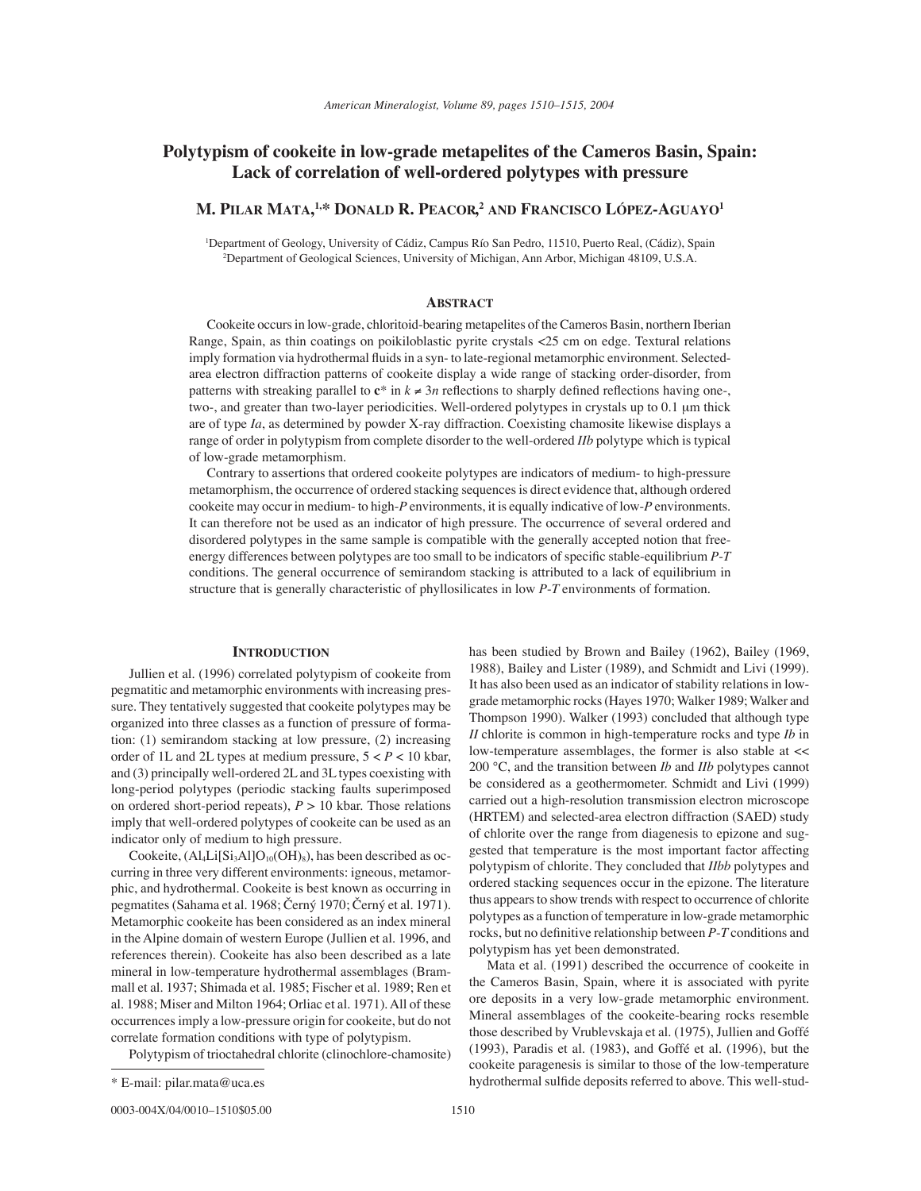# Polytypism of cookeite in low-grade metapelites of the Cameros Basin, Spain: Lack of correlation of well-ordered polytypes with pressure

**M. Pilar Mata,[1,*] Donald R. Peacor,[2] and Francisco López-Aguayo[1]**

[1]Department of Geology, University of Cádiz, Campus Río San Pedro, 11510, Puerto Real, (Cádiz), Spain
[2]Department of Geological Sciences, University of Michigan, Ann Arbor, Michigan 48109, U.S.A.

## Abstract

Cookeite occurs in low-grade, chloritoid-bearing metapelites of the Cameros Basin, northern Iberian Range, Spain, as thin coatings on poikiloblastic pyrite crystals <25 cm on edge. Textural relations imply formation via hydrothermal fluids in a syn- to late-regional metamorphic environment. Selected-area electron diffraction patterns of cookeite display a wide range of stacking order-disorder, from patterns with streaking parallel to **c*** in $k \neq 3n$ reflections to sharply defined reflections having one-, two-, and greater than two-layer periodicities. Well-ordered polytypes in crystals up to 0.1 μm thick are of type *Ia*, as determined by powder X-ray diffraction. Coexisting chamosite likewise displays a range of order in polytypism from complete disorder to the well-ordered *IIb* polytype which is typical of low-grade metamorphism.

Contrary to assertions that ordered cookeite polytypes are indicators of medium- to high-pressure metamorphism, the occurrence of ordered stacking sequences is direct evidence that, although ordered cookeite may occur in medium- to high-*P* environments, it is equally indicative of low-*P* environments. It can therefore not be used as an indicator of high pressure. The occurrence of several ordered and disordered polytypes in the same sample is compatible with the generally accepted notion that free-energy differences between polytypes are too small to be indicators of specific stable-equilibrium *P*-*T* conditions. The general occurrence of semirandom stacking is attributed to a lack of equilibrium in structure that is generally characteristic of phyllosilicates in low *P*-*T* environments of formation.

## Introduction

Jullien et al. (1996) correlated polytypism of cookeite from pegmatitic and metamorphic environments with increasing pressure. They tentatively suggested that cookeite polytypes may be organized into three classes as a function of pressure of formation: (1) semirandom stacking at low pressure, (2) increasing order of 1L and 2L types at medium pressure, $5 < P < 10$ kbar, and (3) principally well-ordered 2L and 3L types coexisting with long-period polytypes (periodic stacking faults superimposed on ordered short-period repeats), $P > 10$ kbar. Those relations imply that well-ordered polytypes of cookeite can be used as an indicator only of medium to high pressure.

Cookeite, ($Al_4Li[Si_3Al]O_{10}(OH)_8$), has been described as occurring in three very different environments: igneous, metamorphic, and hydrothermal. Cookeite is best known as occurring in pegmatites (Sahama et al. 1968; Černý 1970; Černý et al. 1971). Metamorphic cookeite has been considered as an index mineral in the Alpine domain of western Europe (Jullien et al. 1996, and references therein). Cookeite has also been described as a late mineral in low-temperature hydrothermal assemblages (Brammall et al. 1937; Shimada et al. 1985; Fischer et al. 1989; Ren et al. 1988; Miser and Milton 1964; Orliac et al. 1971). All of these occurrences imply a low-pressure origin for cookeite, but do not correlate formation conditions with type of polytypism.

Polytypism of trioctahedral chlorite (clinochlore-chamosite) has been studied by Brown and Bailey (1962), Bailey (1969, 1988), Bailey and Lister (1989), and Schmidt and Livi (1999). It has also been used as an indicator of stability relations in low-grade metamorphic rocks (Hayes 1970; Walker 1989; Walker and Thompson 1990). Walker (1993) concluded that although type *II* chlorite is common in high-temperature rocks and type *Ib* in low-temperature assemblages, the former is also stable at << 200 °C, and the transition between *Ib* and *IIb* polytypes cannot be considered as a geothermometer. Schmidt and Livi (1999) carried out a high-resolution transmission electron microscope (HRTEM) and selected-area electron diffraction (SAED) study of chlorite over the range from diagenesis to epizone and suggested that temperature is the most important factor affecting polytypism of chlorite. They concluded that *IIbb* polytypes and ordered stacking sequences occur in the epizone. The literature thus appears to show trends with respect to occurrence of chlorite polytypes as a function of temperature in low-grade metamorphic rocks, but no definitive relationship between *P*-*T* conditions and polytypism has yet been demonstrated.

Mata et al. (1991) described the occurrence of cookeite in the Cameros Basin, Spain, where it is associated with pyrite ore deposits in a very low-grade metamorphic environment. Mineral assemblages of the cookeite-bearing rocks resemble those described by Vrublevskaja et al. (1975), Jullien and Goffé (1993), Paradis et al. (1983), and Goffé et al. (1996), but the cookeite paragenesis is similar to those of the low-temperature hydrothermal sulfide deposits referred to above. This well-stud-

\* E-mail: pilar.mata@uca.es

0003-004X/04/0010–1510$05.00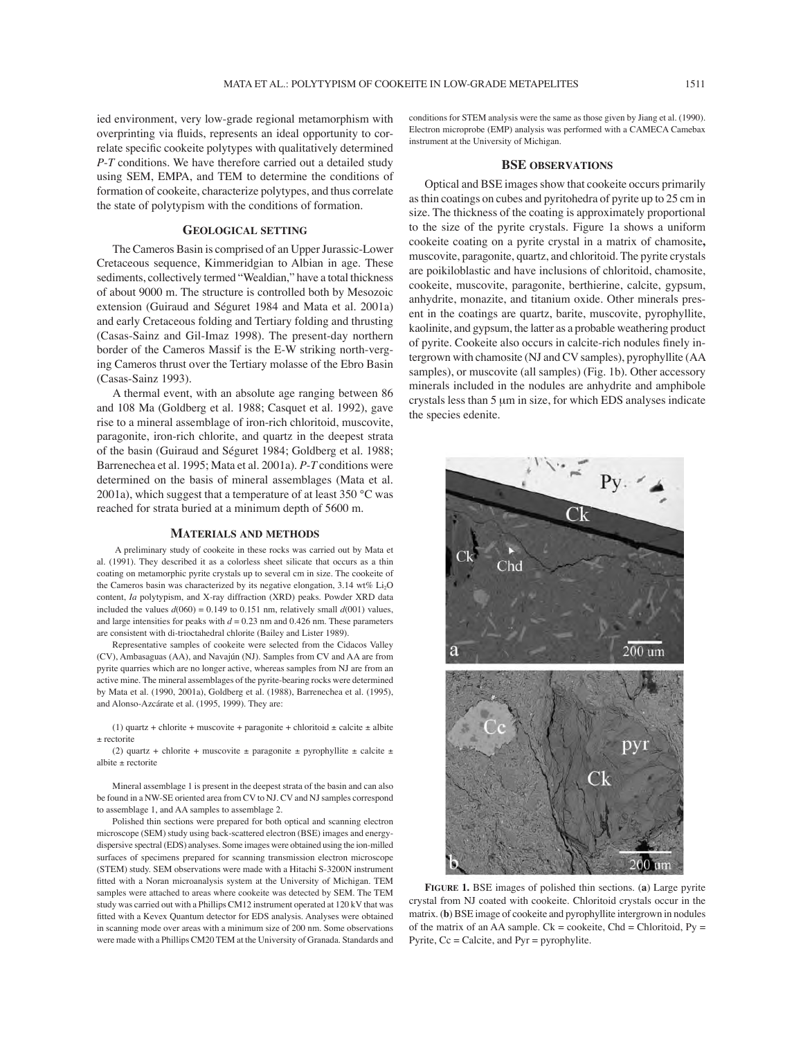ied environment, very low-grade regional metamorphism with overprinting via fluids, represents an ideal opportunity to correlate specific cookeite polytypes with qualitatively determined *P-T* conditions. We have therefore carried out a detailed study using SEM, EMPA, and TEM to determine the conditions of formation of cookeite, characterize polytypes, and thus correlate the state of polytypism with the conditions of formation.

## Geological setting

The Cameros Basin is comprised of an Upper Jurassic-Lower Cretaceous sequence, Kimmeridgian to Albian in age. These sediments, collectively termed "Wealdian," have a total thickness of about 9000 m. The structure is controlled both by Mesozoic extension (Guiraud and Séguret 1984 and Mata et al. 2001a) and early Cretaceous folding and Tertiary folding and thrusting (Casas-Sainz and Gil-Imaz 1998). The present-day northern border of the Cameros Massif is the E-W striking north-verging Cameros thrust over the Tertiary molasse of the Ebro Basin (Casas-Sainz 1993).

A thermal event, with an absolute age ranging between 86 and 108 Ma (Goldberg et al. 1988; Casquet et al. 1992), gave rise to a mineral assemblage of iron-rich chloritoid, muscovite, paragonite, iron-rich chlorite, and quartz in the deepest strata of the basin (Guiraud and Séguret 1984; Goldberg et al. 1988; Barrenechea et al. 1995; Mata et al. 2001a). *P-T* conditions were determined on the basis of mineral assemblages (Mata et al. 2001a), which suggest that a temperature of at least 350 °C was reached for strata buried at a minimum depth of 5600 m.

## Materials and methods

A preliminary study of cookeite in these rocks was carried out by Mata et al. (1991). They described it as a colorless sheet silicate that occurs as a thin coating on metamorphic pyrite crystals up to several cm in size. The cookeite of the Cameros basin was characterized by its negative elongation, 3.14 wt% $Li_2O$ content, *Ia* polytypism, and X-ray diffraction (XRD) peaks. Powder XRD data included the values $d(060) = 0.149$ to 0.151 nm, relatively small $d(001)$ values, and large intensities for peaks with $d = 0.23$ nm and 0.426 nm. These parameters are consistent with di-trioctahedral chlorite (Bailey and Lister 1989).

Representative samples of cookeite were selected from the Cidacos Valley (CV), Ambasaguas (AA), and Navajún (NJ). Samples from CV and AA are from pyrite quarries which are no longer active, whereas samples from NJ are from an active mine. The mineral assemblages of the pyrite-bearing rocks were determined by Mata et al. (1990, 2001a), Goldberg et al. (1988), Barrenechea et al. (1995), and Alonso-Azcárate et al. (1995, 1999). They are:

(1) quartz + chlorite + muscovite + paragonite + chloritoid ± calcite ± albite ± rectorite

(2) quartz + chlorite + muscovite ± paragonite ± pyrophyllite ± calcite ± albite ± rectorite

Mineral assemblage 1 is present in the deepest strata of the basin and can also be found in a NW-SE oriented area from CV to NJ. CV and NJ samples correspond to assemblage 1, and AA samples to assemblage 2.

Polished thin sections were prepared for both optical and scanning electron microscope (SEM) study using back-scattered electron (BSE) images and energy-dispersive spectral (EDS) analyses. Some images were obtained using the ion-milled surfaces of specimens prepared for scanning transmission electron microscope (STEM) study. SEM observations were made with a Hitachi S-3200N instrument fitted with a Noran microanalysis system at the University of Michigan. TEM samples were attached to areas where cookeite was detected by SEM. The TEM study was carried out with a Phillips CM12 instrument operated at 120 kV that was fitted with a Kevex Quantum detector for EDS analysis. Analyses were obtained in scanning mode over areas with a minimum size of 200 nm. Some observations were made with a Phillips CM20 TEM at the University of Granada. Standards and conditions for STEM analysis were the same as those given by Jiang et al. (1990). Electron microprobe (EMP) analysis was performed with a CAMECA Camebax instrument at the University of Michigan.

## BSE observations

Optical and BSE images show that cookeite occurs primarily as thin coatings on cubes and pyritohedra of pyrite up to 25 cm in size. The thickness of the coating is approximately proportional to the size of the pyrite crystals. Figure 1a shows a uniform cookeite coating on a pyrite crystal in a matrix of chamosite**,** muscovite, paragonite, quartz, and chloritoid. The pyrite crystals are poikiloblastic and have inclusions of chloritoid, chamosite, cookeite, muscovite, paragonite, berthierine, calcite, gypsum, anhydrite, monazite, and titanium oxide. Other minerals present in the coatings are quartz, barite, muscovite, pyrophyllite, kaolinite, and gypsum, the latter as a probable weathering product of pyrite. Cookeite also occurs in calcite-rich nodules finely intergrown with chamosite (NJ and CV samples), pyrophyllite (AA samples), or muscovite (all samples) (Fig. 1b). Other accessory minerals included in the nodules are anhydrite and amphibole crystals less than 5 μm in size, for which EDS analyses indicate the species edenite.

**Figure 1.** BSE images of polished thin sections. (**a**) Large pyrite crystal from NJ coated with cookeite. Chloritoid crystals occur in the matrix. (**b**) BSE image of cookeite and pyrophyllite intergrown in nodules of the matrix of an AA sample. Ck = cookeite, Chd = Chloritoid, Py = Pyrite, Cc = Calcite, and Pyr = pyrophylite.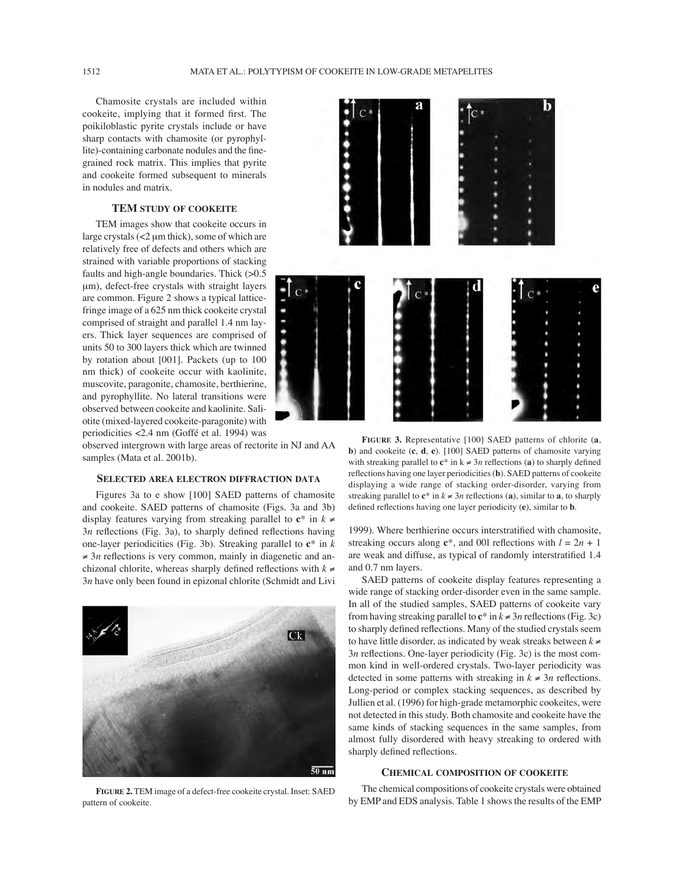Chamosite crystals are included within cookeite, implying that it formed first. The poikiloblastic pyrite crystals include or have sharp contacts with chamosite (or pyrophyllite)-containing carbonate nodules and the fine-grained rock matrix. This implies that pyrite and cookeite formed subsequent to minerals in nodules and matrix.

## TEM STUDY OF COOKEITE

TEM images show that cookeite occurs in large crystals (<2 μm thick), some of which are relatively free of defects and others which are strained with variable proportions of stacking faults and high-angle boundaries. Thick (>0.5 μm), defect-free crystals with straight layers are common. Figure 2 shows a typical lattice-fringe image of a 625 nm thick cookeite crystal comprised of straight and parallel 1.4 nm layers. Thick layer sequences are comprised of units 50 to 300 layers thick which are twinned by rotation about [001]. Packets (up to 100 nm thick) of cookeite occur with kaolinite, muscovite, paragonite, chamosite, berthierine, and pyrophyllite. No lateral transitions were observed between cookeite and kaolinite. Saliotite (mixed-layered cookeite-paragonite) with periodicities <2.4 nm (Goffé et al. 1994) was observed intergrown with large areas of rectorite in NJ and AA samples (Mata et al. 2001b).

## SELECTED AREA ELECTRON DIFFRACTION DATA

Figures 3a to e show [100] SAED patterns of chamosite and cookeite. SAED patterns of chamosite (Figs. 3a and 3b) display features varying from streaking parallel to **c**\* in $k \neq 3n$ reflections (Fig. 3a), to sharply defined reflections having one-layer periodicities (Fig. 3b). Streaking parallel to **c**\* in $k \neq 3n$ reflections is very common, mainly in diagenetic and anchizonal chlorite, whereas sharply defined reflections with $k \neq 3n$ have only been found in epizonal chlorite (Schmidt and Livi 1999). Where berthierine occurs interstratified with chamosite, streaking occurs along **c**\*, and 00l reflections with $l = 2n + 1$ are weak and diffuse, as typical of randomly interstratified 1.4 and 0.7 nm layers.

**FIGURE 2.** TEM image of a defect-free cookeite crystal. Inset: SAED pattern of cookeite.

**FIGURE 3.** Representative [100] SAED patterns of chlorite (**a**, **b**) and cookeite (**c**, **d**, **e**). [100] SAED patterns of chamosite varying with streaking parallel to **c**\* in $k \neq 3n$ reflections (**a**) to sharply defined reflections having one layer periodicities (**b**). SAED patterns of cookeite displaying a wide range of stacking order-disorder, varying from streaking parallel to **c**\* in $k \neq 3n$ reflections (**a**), similar to **a**, to sharply defined reflections having one layer periodicity (**e**), similar to **b**.

SAED patterns of cookeite display features representing a wide range of stacking order-disorder even in the same sample. In all of the studied samples, SAED patterns of cookeite vary from having streaking parallel to **c**\* in $k \neq 3n$ reflections (Fig. 3c) to sharply defined reflections. Many of the studied crystals seem to have little disorder, as indicated by weak streaks between $k \neq 3n$ reflections. One-layer periodicity (Fig. 3c) is the most common kind in well-ordered crystals. Two-layer periodicity was detected in some patterns with streaking in $k \neq 3n$ reflections. Long-period or complex stacking sequences, as described by Jullien et al. (1996) for high-grade metamorphic cookeites, were not detected in this study. Both chamosite and cookeite have the same kinds of stacking sequences in the same samples, from almost fully disordered with heavy streaking to ordered with sharply defined reflections.

## CHEMICAL COMPOSITION OF COOKEITE

The chemical compositions of cookeite crystals were obtained by EMP and EDS analysis. Table 1 shows the results of the EMP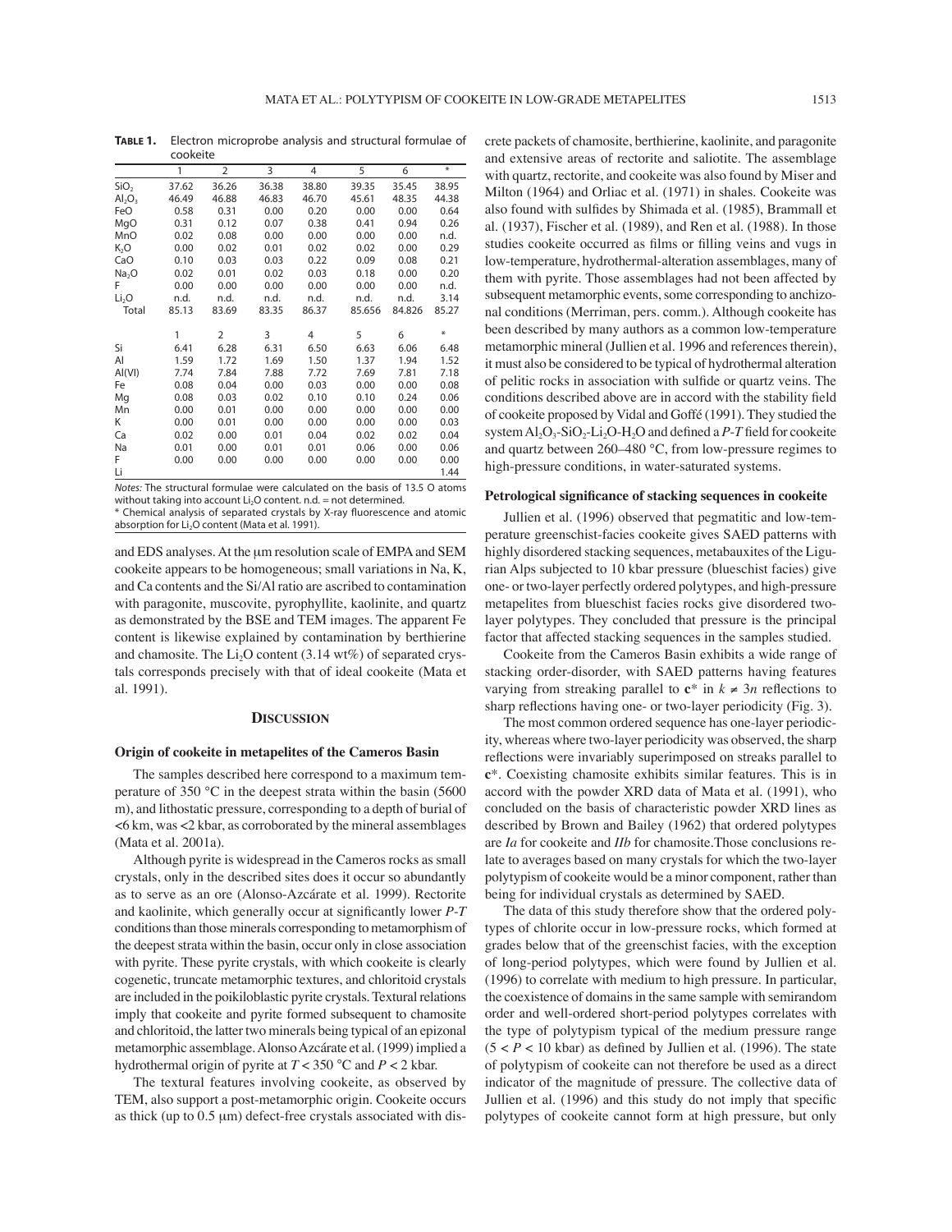**TABLE 1.** Electron microprobe analysis and structural formulae of cookeite

| | 1 | 2 | 3 | 4 | 5 | 6 | * |
|---|---|---|---|---|---|---|---|
| $SiO_2$ | 37.62 | 36.26 | 36.38 | 38.80 | 39.35 | 35.45 | 38.95 |
| $Al_2O_3$ | 46.49 | 46.88 | 46.83 | 46.70 | 45.61 | 48.35 | 44.38 |
| FeO | 0.58 | 0.31 | 0.00 | 0.20 | 0.00 | 0.00 | 0.64 |
| MgO | 0.31 | 0.12 | 0.07 | 0.38 | 0.41 | 0.94 | 0.26 |
| MnO | 0.02 | 0.08 | 0.00 | 0.00 | 0.00 | 0.00 | n.d. |
| $K_2O$ | 0.00 | 0.02 | 0.01 | 0.02 | 0.02 | 0.00 | 0.29 |
| CaO | 0.10 | 0.03 | 0.03 | 0.22 | 0.09 | 0.08 | 0.21 |
| $Na_2O$ | 0.02 | 0.01 | 0.02 | 0.03 | 0.18 | 0.00 | 0.20 |
| F | 0.00 | 0.00 | 0.00 | 0.00 | 0.00 | 0.00 | n.d. |
| $Li_2O$ | n.d. | n.d. | n.d. | n.d. | n.d. | n.d. | 3.14 |
| Total | 85.13 | 83.69 | 83.35 | 86.37 | 85.656 | 84.826 | 85.27 |
| | 1 | 2 | 3 | 4 | 5 | 6 | * |
| Si | 6.41 | 6.28 | 6.31 | 6.50 | 6.63 | 6.06 | 6.48 |
| Al | 1.59 | 1.72 | 1.69 | 1.50 | 1.37 | 1.94 | 1.52 |
| Al(VI) | 7.74 | 7.84 | 7.88 | 7.72 | 7.69 | 7.81 | 7.18 |
| Fe | 0.08 | 0.04 | 0.00 | 0.03 | 0.00 | 0.00 | 0.08 |
| Mg | 0.08 | 0.03 | 0.02 | 0.10 | 0.10 | 0.24 | 0.06 |
| Mn | 0.00 | 0.01 | 0.00 | 0.00 | 0.00 | 0.00 | 0.00 |
| K | 0.00 | 0.01 | 0.00 | 0.00 | 0.00 | 0.00 | 0.03 |
| Ca | 0.02 | 0.00 | 0.01 | 0.04 | 0.02 | 0.02 | 0.04 |
| Na | 0.01 | 0.00 | 0.01 | 0.01 | 0.06 | 0.00 | 0.06 |
| F | 0.00 | 0.00 | 0.00 | 0.00 | 0.00 | 0.00 | 0.00 |
| Li | | | | | | | 1.44 |

*Notes:* The structural formulae were calculated on the basis of 13.5 O atoms without taking into account $Li_2O$ content. n.d. = not determined.
* Chemical analysis of separated crystals by X-ray fluorescence and atomic absorption for $Li_2O$ content (Mata et al. 1991).

and EDS analyses. At the μm resolution scale of EMPA and SEM cookeite appears to be homogeneous; small variations in Na, K, and Ca contents and the Si/Al ratio are ascribed to contamination with paragonite, muscovite, pyrophyllite, kaolinite, and quartz as demonstrated by the BSE and TEM images. The apparent Fe content is likewise explained by contamination by berthierine and chamosite. The $Li_2O$ content (3.14 wt%) of separated crystals corresponds precisely with that of ideal cookeite (Mata et al. 1991).

## DISCUSSION

### Origin of cookeite in metapelites of the Cameros Basin

The samples described here correspond to a maximum temperature of 350 °C in the deepest strata within the basin (5600 m), and lithostatic pressure, corresponding to a depth of burial of <6 km, was <2 kbar, as corroborated by the mineral assemblages (Mata et al. 2001a).

Although pyrite is widespread in the Cameros rocks as small crystals, only in the described sites does it occur so abundantly as to serve as an ore (Alonso-Azcárate et al. 1999). Rectorite and kaolinite, which generally occur at significantly lower *P-T* conditions than those minerals corresponding to metamorphism of the deepest strata within the basin, occur only in close association with pyrite. These pyrite crystals, with which cookeite is clearly cogenetic, truncate metamorphic textures, and chloritoid crystals are included in the poikiloblastic pyrite crystals. Textural relations imply that cookeite and pyrite formed subsequent to chamosite and chloritoid, the latter two minerals being typical of an epizonal metamorphic assemblage. Alonso Azcárate et al. (1999) implied a hydrothermal origin of pyrite at $T < 350$ °C and $P < 2$ kbar.

The textural features involving cookeite, as observed by TEM, also support a post-metamorphic origin. Cookeite occurs as thick (up to 0.5 μm) defect-free crystals associated with discrete packets of chamosite, berthierine, kaolinite, and paragonite and extensive areas of rectorite and saliotite. The assemblage with quartz, rectorite, and cookeite was also found by Miser and Milton (1964) and Orliac et al. (1971) in shales. Cookeite was also found with sulfides by Shimada et al. (1985), Brammall et al. (1937), Fischer et al. (1989), and Ren et al. (1988). In those studies cookeite occurred as films or filling veins and vugs in low-temperature, hydrothermal-alteration assemblages, many of them with pyrite. Those assemblages had not been affected by subsequent metamorphic events, some corresponding to anchizonal conditions (Merriman, pers. comm.). Although cookeite has been described by many authors as a common low-temperature metamorphic mineral (Jullien et al. 1996 and references therein), it must also be considered to be typical of hydrothermal alteration of pelitic rocks in association with sulfide or quartz veins. The conditions described above are in accord with the stability field of cookeite proposed by Vidal and Goffé (1991). They studied the system $Al_2O_3$-$SiO_2$-$Li_2O$-$H_2O$ and defined a *P-T* field for cookeite and quartz between 260–480 °C, from low-pressure regimes to high-pressure conditions, in water-saturated systems.

### Petrological significance of stacking sequences in cookeite

Jullien et al. (1996) observed that pegmatitic and low-temperature greenschist-facies cookeite gives SAED patterns with highly disordered stacking sequences, metabauxites of the Ligurian Alps subjected to 10 kbar pressure (blueschist facies) give one- or two-layer perfectly ordered polytypes, and high-pressure metapelites from blueschist facies rocks give disordered two-layer polytypes. They concluded that pressure is the principal factor that affected stacking sequences in the samples studied.

Cookeite from the Cameros Basin exhibits a wide range of stacking order-disorder, with SAED patterns having features varying from streaking parallel to $\mathbf{c}^*$ in $k \neq 3n$ reflections to sharp reflections having one- or two-layer periodicity (Fig. 3).

The most common ordered sequence has one-layer periodicity, whereas where two-layer periodicity was observed, the sharp reflections were invariably superimposed on streaks parallel to $\mathbf{c}^*$. Coexisting chamosite exhibits similar features. This is in accord with the powder XRD data of Mata et al. (1991), who concluded on the basis of characteristic powder XRD lines as described by Brown and Bailey (1962) that ordered polytypes are *Ia* for cookeite and *IIb* for chamosite.Those conclusions relate to averages based on many crystals for which the two-layer polytypism of cookeite would be a minor component, rather than being for individual crystals as determined by SAED.

The data of this study therefore show that the ordered polytypes of chlorite occur in low-pressure rocks, which formed at grades below that of the greenschist facies, with the exception of long-period polytypes, which were found by Jullien et al. (1996) to correlate with medium to high pressure. In particular, the coexistence of domains in the same sample with semirandom order and well-ordered short-period polytypes correlates with the type of polytypism typical of the medium pressure range ($5 < P < 10$ kbar) as defined by Jullien et al. (1996). The state of polytypism of cookeite can not therefore be used as a direct indicator of the magnitude of pressure. The collective data of Jullien et al. (1996) and this study do not imply that specific polytypes of cookeite cannot form at high pressure, but only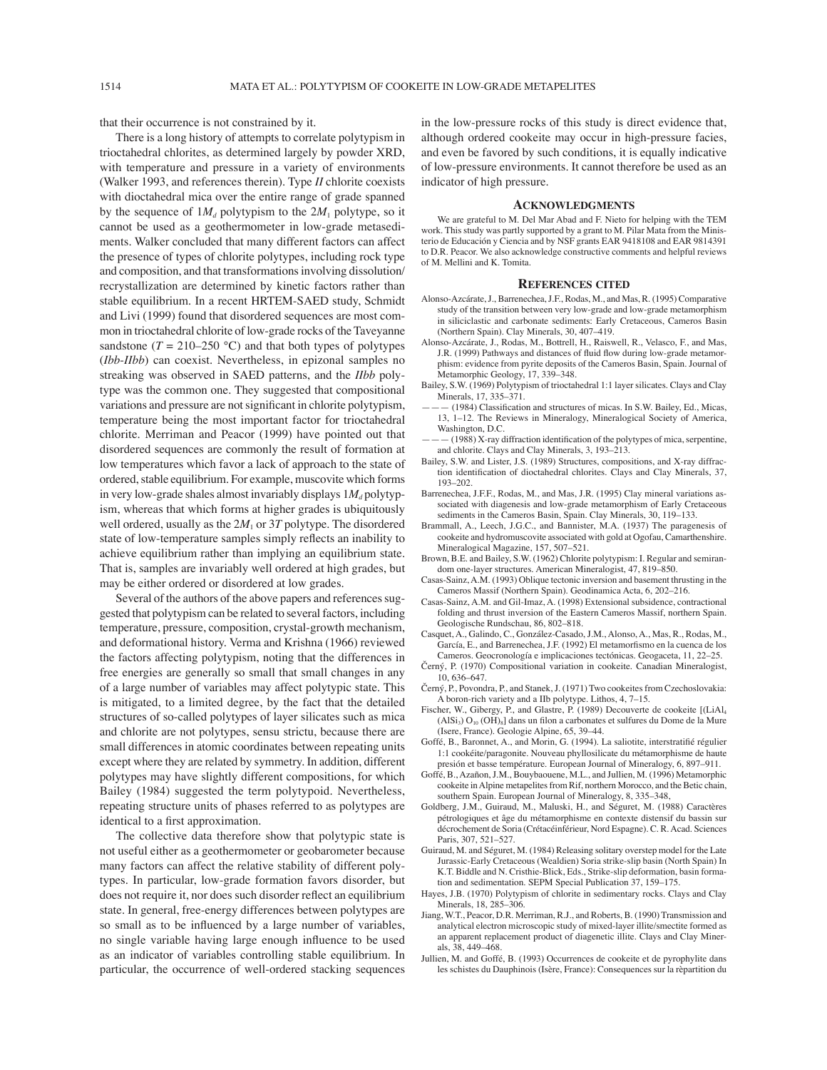that their occurrence is not constrained by it.

There is a long history of attempts to correlate polytypism in trioctahedral chlorites, as determined largely by powder XRD, with temperature and pressure in a variety of environments (Walker 1993, and references therein). Type *II* chlorite coexists with dioctahedral mica over the entire range of grade spanned by the sequence of $1M_d$ polytypism to the $2M_1$ polytype, so it cannot be used as a geothermometer in low-grade metasediments. Walker concluded that many different factors can affect the presence of types of chlorite polytypes, including rock type and composition, and that transformations involving dissolution/recrystallization are determined by kinetic factors rather than stable equilibrium. In a recent HRTEM-SAED study, Schmidt and Livi (1999) found that disordered sequences are most common in trioctahedral chlorite of low-grade rocks of the Taveyanne sandstone ($T$ = 210–250 °C) and that both types of polytypes (*Ibb*-*IIbb*) can coexist. Nevertheless, in epizonal samples no streaking was observed in SAED patterns, and the *IIbb* polytype was the common one. They suggested that compositional variations and pressure are not significant in chlorite polytypism, temperature being the most important factor for trioctahedral chlorite. Merriman and Peacor (1999) have pointed out that disordered sequences are commonly the result of formation at low temperatures which favor a lack of approach to the state of ordered, stable equilibrium. For example, muscovite which forms in very low-grade shales almost invariably displays $1M_d$ polytypism, whereas that which forms at higher grades is ubiquitously well ordered, usually as the $2M_1$ or $3T$ polytype. The disordered state of low-temperature samples simply reflects an inability to achieve equilibrium rather than implying an equilibrium state. That is, samples are invariably well ordered at high grades, but may be either ordered or disordered at low grades.

Several of the authors of the above papers and references suggested that polytypism can be related to several factors, including temperature, pressure, composition, crystal-growth mechanism, and deformational history. Verma and Krishna (1966) reviewed the factors affecting polytypism, noting that the differences in free energies are generally so small that small changes in any of a large number of variables may affect polytypic state. This is mitigated, to a limited degree, by the fact that the detailed structures of so-called polytypes of layer silicates such as mica and chlorite are not polytypes, sensu strictu, because there are small differences in atomic coordinates between repeating units except where they are related by symmetry. In addition, different polytypes may have slightly different compositions, for which Bailey (1984) suggested the term polytypoid. Nevertheless, repeating structure units of phases referred to as polytypes are identical to a first approximation.

The collective data therefore show that polytypic state is not useful either as a geothermometer or geobarometer because many factors can affect the relative stability of different polytypes. In particular, low-grade formation favors disorder, but does not require it, nor does such disorder reflect an equilibrium state. In general, free-energy differences between polytypes are so small as to be influenced by a large number of variables, no single variable having large enough influence to be used as an indicator of variables controlling stable equilibrium. In particular, the occurrence of well-ordered stacking sequences in the low-pressure rocks of this study is direct evidence that, although ordered cookeite may occur in high-pressure facies, and even be favored by such conditions, it is equally indicative of low-pressure environments. It cannot therefore be used as an indicator of high pressure.

## Acknowledgments

We are grateful to M. Del Mar Abad and F. Nieto for helping with the TEM work. This study was partly supported by a grant to M. Pilar Mata from the Ministerio de Educación y Ciencia and by NSF grants EAR 9418108 and EAR 9814391 to D.R. Peacor. We also acknowledge constructive comments and helpful reviews of M. Mellini and K. Tomita.

## References cited

Alonso-Azcárate, J., Barrenechea, J.F., Rodas, M., and Mas, R. (1995) Comparative study of the transition between very low-grade and low-grade metamorphism in siliciclastic and carbonate sediments: Early Cretaceous, Cameros Basin (Northern Spain). Clay Minerals, 30, 407–419.

Alonso-Azcárate, J., Rodas, M., Bottrell, H., Raiswell, R., Velasco, F., and Mas, J.R. (1999) Pathways and distances of fluid flow during low-grade metamorphism: evidence from pyrite deposits of the Cameros Basin, Spain. Journal of Metamorphic Geology, 17, 339–348.

Bailey, S.W. (1969) Polytypism of trioctahedral 1:1 layer silicates. Clays and Clay Minerals, 17, 335–371.

——— (1984) Classification and structures of micas. In S.W. Bailey, Ed., Micas, 13, 1–12. The Reviews in Mineralogy, Mineralogical Society of America, Washington, D.C.

——— (1988) X-ray diffraction identification of the polytypes of mica, serpentine, and chlorite. Clays and Clay Minerals, 3, 193–213.

Bailey, S.W. and Lister, J.S. (1989) Structures, compositions, and X-ray diffraction identification of dioctahedral chlorites. Clays and Clay Minerals, 37, 193–202.

Barrenechea, J.F.F., Rodas, M., and Mas, J.R. (1995) Clay mineral variations associated with diagenesis and low-grade metamorphism of Early Cretaceous sediments in the Cameros Basin, Spain. Clay Minerals, 30, 119–133.

Brammall, A., Leech, J.G.C., and Bannister, M.A. (1937) The paragenesis of cookeite and hydromuscovite associated with gold at Ogofau, Camarthenshire. Mineralogical Magazine, 157, 507–521.

Brown, B.E. and Bailey, S.W. (1962) Chlorite polytypism: I. Regular and semirandom one-layer structures. American Mineralogist, 47, 819–850.

Casas-Sainz, A.M. (1993) Oblique tectonic inversion and basement thrusting in the Cameros Massif (Northern Spain). Geodinamica Acta, 6, 202–216.

Casas-Sainz, A.M. and Gil-Imaz, A. (1998) Extensional subsidence, contractional folding and thrust inversion of the Eastern Cameros Massif, northern Spain. Geologische Rundschau, 86, 802–818.

Casquet, A., Galindo, C., González-Casado, J.M., Alonso, A., Mas, R., Rodas, M., García, E., and Barrenechea, J.F. (1992) El metamorfismo en la cuenca de los Cameros. Geocronología e implicaciones tectónicas. Geogaceta, 11, 22–25.

Černý, P. (1970) Compositional variation in cookeite. Canadian Mineralogist, 10, 636–647.

Černý, P., Povondra, P., and Stanek, J. (1971) Two cookeites from Czechoslovakia: A boron-rich variety and a IIb polytype. Lithos, 4, 7–15.

Fischer, W., Gibergy, P., and Glastre, P. (1989) Decouverte de cookeite [($LiAl_4$ $(AlSi_3)$ $O_{10}$ $(OH)_8$] dans un filon a carbonates et sulfures du Dome de la Mure (Isere, France). Geologie Alpine, 65, 39–44.

Goffé, B., Baronnet, A., and Morin, G. (1994). La saliotite, interstratifié régulier 1:1 cookéite/paragonite. Nouveau phyllosilicate du métamorphisme de haute presión et basse température. European Journal of Mineralogy, 6, 897–911.

Goffé, B., Azañon, J.M., Bouybaouene, M.L., and Jullien, M. (1996) Metamorphic cookeite in Alpine metapelites from Rif, northern Morocco, and the Betic chain, southern Spain. European Journal of Mineralogy, 8, 335–348,

Goldberg, J.M., Guiraud, M., Maluski, H., and Séguret, M. (1988) Caractères pétrologiques et âge du métamorphisme en contexte distensif du bassin sur décrochement de Soria (Crétacéinférieur, Nord Espagne). C. R. Acad. Sciences Paris, 307, 521–527.

Guiraud, M. and Séguret, M. (1984) Releasing solitary overstep model for the Late Jurassic-Early Cretaceous (Wealdien) Soria strike-slip basin (North Spain) In K.T. Biddle and N. Cristhie-Blick, Eds., Strike-slip deformation, basin formation and sedimentation. SEPM Special Publication 37, 159–175.

Hayes, J.B. (1970) Polytypism of chlorite in sedimentary rocks. Clays and Clay Minerals, 18, 285–306.

Jiang, W.T., Peacor, D.R. Merriman, R.J., and Roberts, B. (1990) Transmission and analytical electron microscopic study of mixed-layer illite/smectite formed as an apparent replacement product of diagenetic illite. Clays and Clay Minerals, 38, 449–468.

Jullien, M. and Goffé, B. (1993) Occurrences de cookeite et de pyrophylite dans les schistes du Dauphinois (Isère, France): Consequences sur la rèpartition du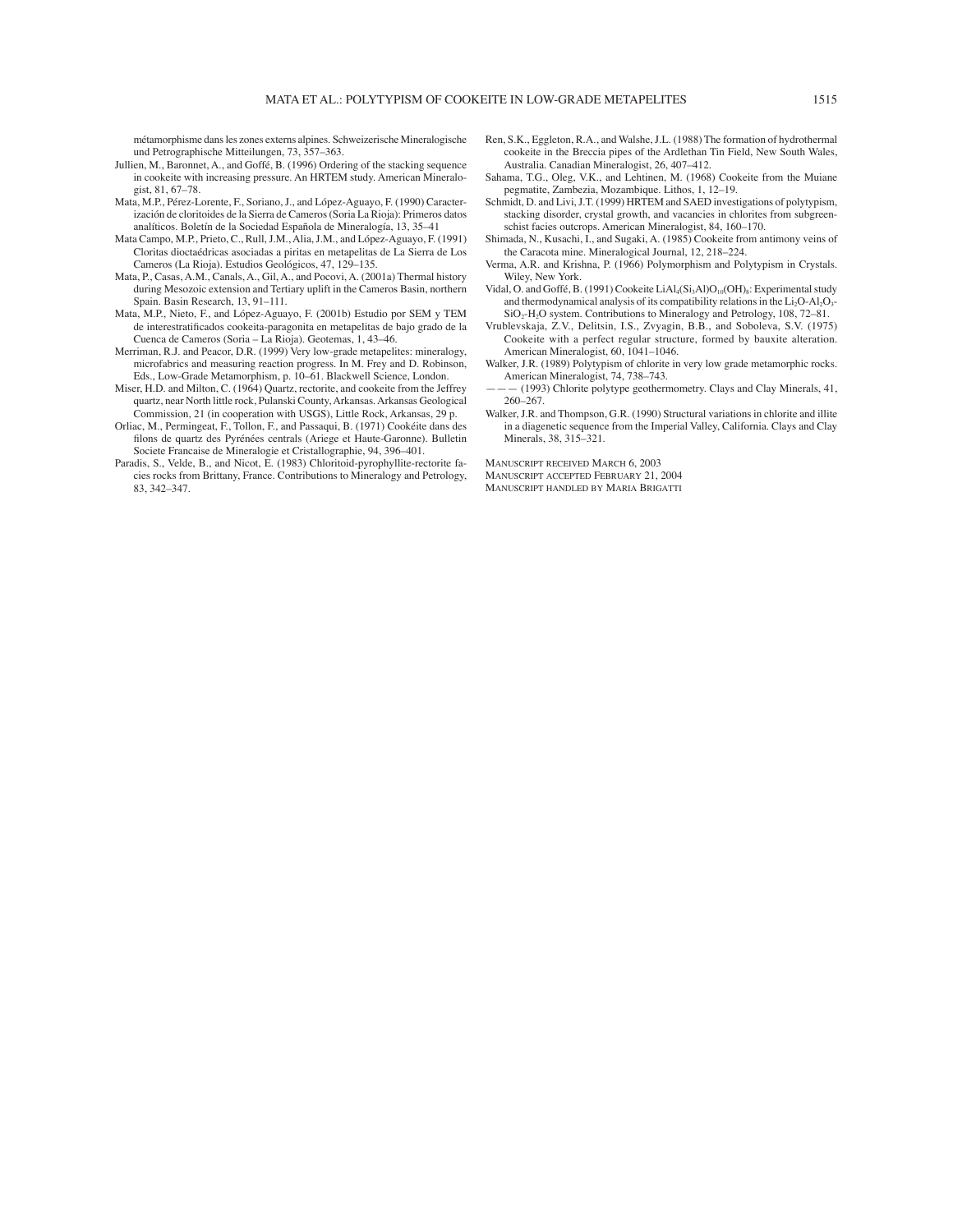métamorphisme dans les zones externs alpines. Schweizerische Mineralogische und Petrographische Mitteilungen, 73, 357–363.

Jullien, M., Baronnet, A., and Goffé, B. (1996) Ordering of the stacking sequence in cookeite with increasing pressure. An HRTEM study. American Mineralogist, 81, 67–78.

Mata, M.P., Pérez-Lorente, F., Soriano, J., and López-Aguayo, F. (1990) Caracterización de cloritoides de la Sierra de Cameros (Soria La Rioja): Primeros datos analíticos. Boletín de la Sociedad Española de Mineralogía, 13, 35–41

Mata Campo, M.P., Prieto, C., Rull, J.M., Alia, J.M., and López-Aguayo, F. (1991) Cloritas dioctaédricas asociadas a piritas en metapelitas de La Sierra de Los Cameros (La Rioja). Estudios Geológicos, 47, 129–135.

Mata, P., Casas, A.M., Canals, A., Gil, A., and Pocovi, A. (2001a) Thermal history during Mesozoic extension and Tertiary uplift in the Cameros Basin, northern Spain. Basin Research, 13, 91–111.

Mata, M.P., Nieto, F., and López-Aguayo, F. (2001b) Estudio por SEM y TEM de interestratificados cookeita-paragonita en metapelitas de bajo grado de la Cuenca de Cameros (Soria – La Rioja). Geotemas, 1, 43–46.

Merriman, R.J. and Peacor, D.R. (1999) Very low-grade metapelites: mineralogy, microfabrics and measuring reaction progress. In M. Frey and D. Robinson, Eds., Low-Grade Metamorphism, p. 10–61. Blackwell Science, London.

Miser, H.D. and Milton, C. (1964) Quartz, rectorite, and cookeite from the Jeffrey quartz, near North little rock, Pulanski County, Arkansas. Arkansas Geological Commission, 21 (in cooperation with USGS), Little Rock, Arkansas, 29 p.

Orliac, M., Permingeat, F., Tollon, F., and Passaqui, B. (1971) Cookéite dans des filons de quartz des Pyrénées centrals (Ariege et Haute-Garonne). Bulletin Societe Francaise de Mineralogie et Cristallographie, 94, 396–401.

Paradis, S., Velde, B., and Nicot, E. (1983) Chloritoid-pyrophyllite-rectorite facies rocks from Brittany, France. Contributions to Mineralogy and Petrology, 83, 342–347.

Ren, S.K., Eggleton, R.A., and Walshe, J.L. (1988) The formation of hydrothermal cookeite in the Breccia pipes of the Ardlethan Tin Field, New South Wales, Australia. Canadian Mineralogist, 26, 407–412.

Sahama, T.G., Oleg, V.K., and Lehtinen, M. (1968) Cookeite from the Muiane pegmatite, Zambezia, Mozambique. Lithos, 1, 12–19.

Schmidt, D. and Livi, J.T. (1999) HRTEM and SAED investigations of polytypism, stacking disorder, crystal growth, and vacancies in chlorites from subgreenschist facies outcrops. American Mineralogist, 84, 160–170.

Shimada, N., Kusachi, I., and Sugaki, A. (1985) Cookeite from antimony veins of the Caracota mine. Mineralogical Journal, 12, 218–224.

Verma, A.R. and Krishna, P. (1966) Polymorphism and Polytypism in Crystals. Wiley, New York.

Vidal, O. and Goffé, B. (1991) Cookeite $LiAl_4(Si_3Al)O_{10}(OH)_8$: Experimental study and thermodynamical analysis of its compatibility relations in the $Li_2O$-$Al_2O_3$-$SiO_2$-$H_2O$ system. Contributions to Mineralogy and Petrology, 108, 72–81.

Vrublevskaja, Z.V., Delitsin, I.S., Zvyagin, B.B., and Soboleva, S.V. (1975) Cookeite with a perfect regular structure, formed by bauxite alteration. American Mineralogist, 60, 1041–1046.

Walker, J.R. (1989) Polytypism of chlorite in very low grade metamorphic rocks. American Mineralogist, 74, 738–743.

——— (1993) Chlorite polytype geothermometry. Clays and Clay Minerals, 41, 260–267.

Walker, J.R. and Thompson, G.R. (1990) Structural variations in chlorite and illite in a diagenetic sequence from the Imperial Valley, California. Clays and Clay Minerals, 38, 315–321.

Manuscript received March 6, 2003
Manuscript accepted February 21, 2004
Manuscript handled by Maria Brigatti